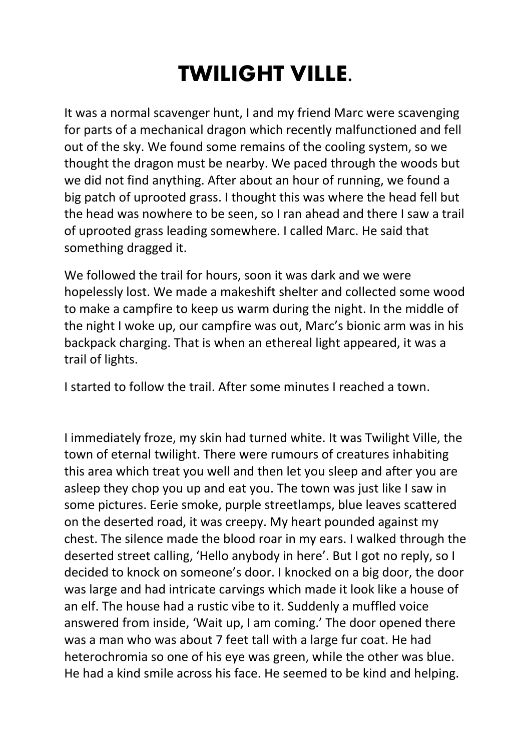# TWILIGHT VILLE.

It was a normal scavenger hunt, I and my friend Marc were scavenging for parts of a mechanical dragon which recently malfunctioned and fell out of the sky. We found some remains of the cooling system, so we thought the dragon must be nearby. We paced through the woods but we did not find anything. After about an hour of running, we found a big patch of uprooted grass. I thought this was where the head fell but the head was nowhere to be seen, so I ran ahead and there I saw a trail of uprooted grass leading somewhere. I called Marc. He said that something dragged it.

We followed the trail for hours, soon it was dark and we were hopelessly lost. We made a makeshift shelter and collected some wood to make a campfire to keep us warm during the night. In the middle of the night I woke up, our campfire was out, Marc's bionic arm was in his backpack charging. That is when an ethereal light appeared, it was a trail of lights.

I started to follow the trail. After some minutes I reached a town.

I immediately froze, my skin had turned white. It was Twilight Ville, the town of eternal twilight. There were rumours of creatures inhabiting this area which treat you well and then let you sleep and after you are asleep they chop you up and eat you. The town was just like I saw in some pictures. Eerie smoke, purple streetlamps, blue leaves scattered on the deserted road, it was creepy. My heart pounded against my chest. The silence made the blood roar in my ears. I walked through the deserted street calling, 'Hello anybody in here'. But I got no reply, so I decided to knock on someone's door. I knocked on a big door, the door was large and had intricate carvings which made it look like a house of an elf. The house had a rustic vibe to it. Suddenly a muffled voice answered from inside, 'Wait up, I am coming.' The door opened there was a man who was about 7 feet tall with a large fur coat. He had heterochromia so one of his eye was green, while the other was blue. He had a kind smile across his face. He seemed to be kind and helping.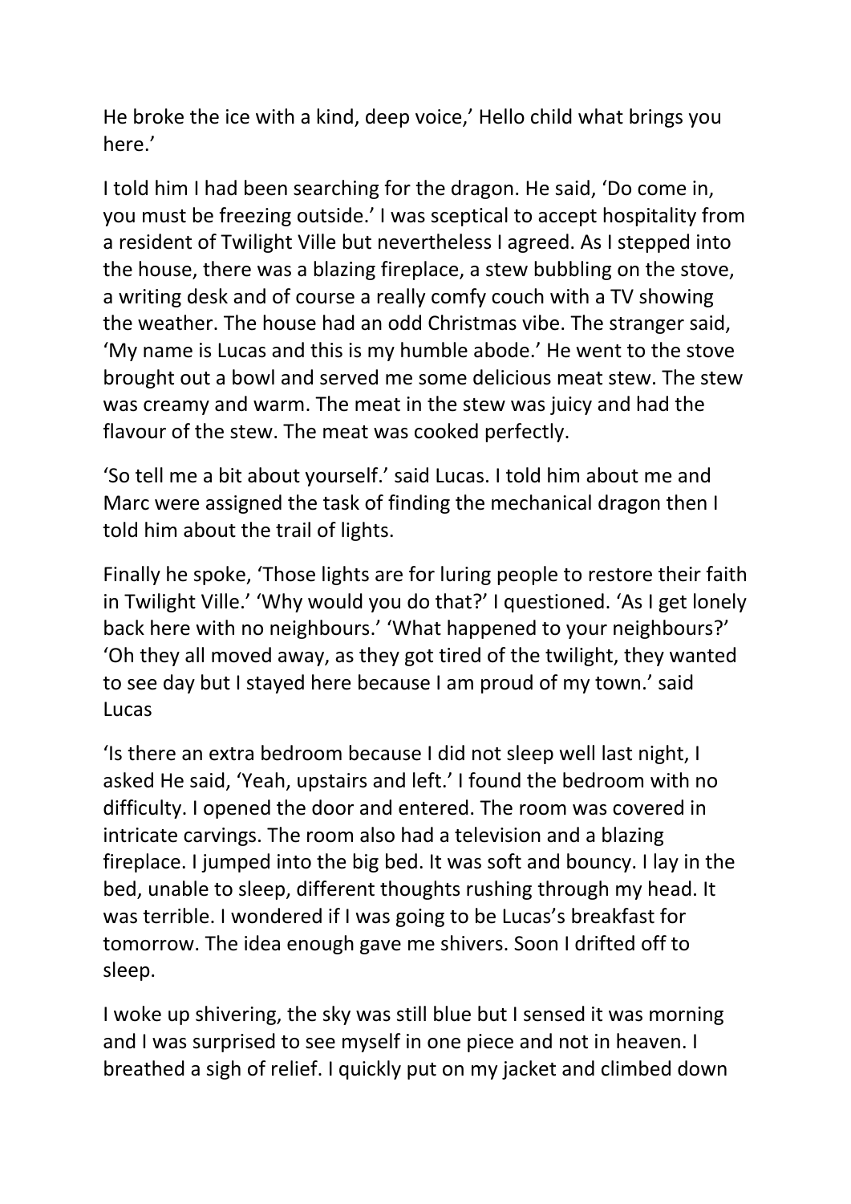He broke the ice with a kind, deep voice,' Hello child what brings you here.'

I told him I had been searching for the dragon. He said, 'Do come in, you must be freezing outside.' I was sceptical to accept hospitality from a resident of Twilight Ville but nevertheless I agreed. As I stepped into the house, there was a blazing fireplace, a stew bubbling on the stove, a writing desk and of course a really comfy couch with a TV showing the weather. The house had an odd Christmas vibe. The stranger said, 'My name is Lucas and this is my humble abode.' He went to the stove brought out a bowl and served me some delicious meat stew. The stew was creamy and warm. The meat in the stew was juicy and had the flavour of the stew. The meat was cooked perfectly.

'So tell me a bit about yourself.' said Lucas. I told him about me and Marc were assigned the task of finding the mechanical dragon then I told him about the trail of lights.

Finally he spoke, 'Those lights are for luring people to restore their faith in Twilight Ville.' 'Why would you do that?' I questioned. 'As I get lonely back here with no neighbours.' 'What happened to your neighbours?' 'Oh they all moved away, as they got tired of the twilight, they wanted to see day but I stayed here because I am proud of my town.' said Lucas

'Is there an extra bedroom because I did not sleep well last night, I asked He said, 'Yeah, upstairs and left.' I found the bedroom with no difficulty. I opened the door and entered. The room was covered in intricate carvings. The room also had a television and a blazing fireplace. I jumped into the big bed. It was soft and bouncy. I lay in the bed, unable to sleep, different thoughts rushing through my head. It was terrible. I wondered if I was going to be Lucas's breakfast for tomorrow. The idea enough gave me shivers. Soon I drifted off to sleep.

I woke up shivering, the sky was still blue but I sensed it was morning and I was surprised to see myself in one piece and not in heaven. I breathed a sigh of relief. I quickly put on my jacket and climbed down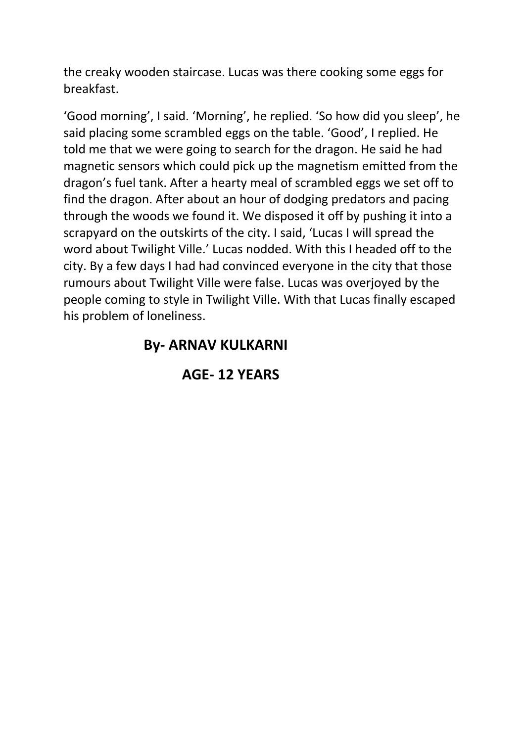the creaky wooden staircase. Lucas was there cooking some eggs for breakfast.

'Good morning', I said. 'Morning', he replied. 'So how did you sleep', he said placing some scrambled eggs on the table. 'Good', I replied. He told me that we were going to search for the dragon. He said he had magnetic sensors which could pick up the magnetism emitted from the dragon's fuel tank. After a hearty meal of scrambled eggs we set off to find the dragon. After about an hour of dodging predators and pacing through the woods we found it. We disposed it off by pushing it into a scrapyard on the outskirts of the city. I said, 'Lucas I will spread the word about Twilight Ville.' Lucas nodded. With this I headed off to the city. By a few days I had had convinced everyone in the city that those rumours about Twilight Ville were false. Lucas was overjoyed by the people coming to style in Twilight Ville. With that Lucas finally escaped his problem of loneliness.

**By- ARNAV KULKARNI**

**AGE- 12 YEARS**